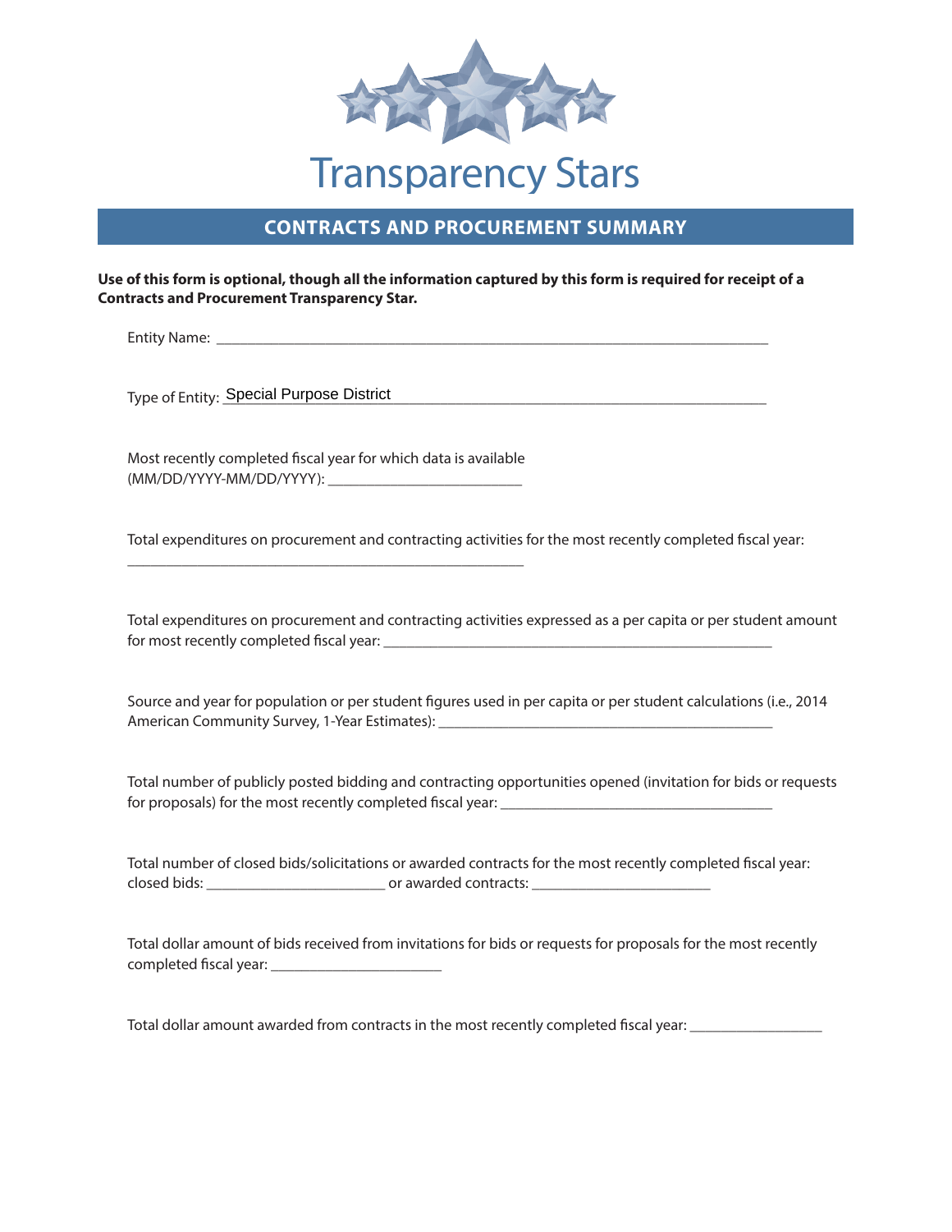# Transparency Stars

## CONTRACTS AND PROCUREMENT SUMMARY

**Use of this form is optional, though all the information captured by this form is required for receipt of a Contracts and Procurement Transparency Star.**

Entity Name: ___________________________________________________________________________

Type of Entity: Special Purpose District

Most recently completed fiscal year for which data is available (MM/DD/YYYY-MM/DD/YYYY): ___________________________

Total expenditures on procurement and contracting activities for the most recently completed fiscal year: _______________________________________________________

Total expenditures on procurement and contracting activities expressed as a per capita or per student amount for most recently completed fiscal year: ______________________________________________________

Source and year for population or per student figures used in per capita or per student calculations (i.e., 2014 American Community Survey, 1-Year Estimates): ______________________________________________

Total number of publicly posted bidding and contracting opportunities opened (invitation for bids or requests for proposals) for the most recently completed fiscal year: _____________________________________

Total number of closed bids/solicitations or awarded contracts for the most recently completed fiscal year: closed bids: _________________________ or awarded contracts: _________________________

Total dollar amount of bids received from invitations for bids or requests for proposals for the most recently completed fiscal year: ________________________

Total dollar amount awarded from contracts in the most recently completed fiscal year: __________________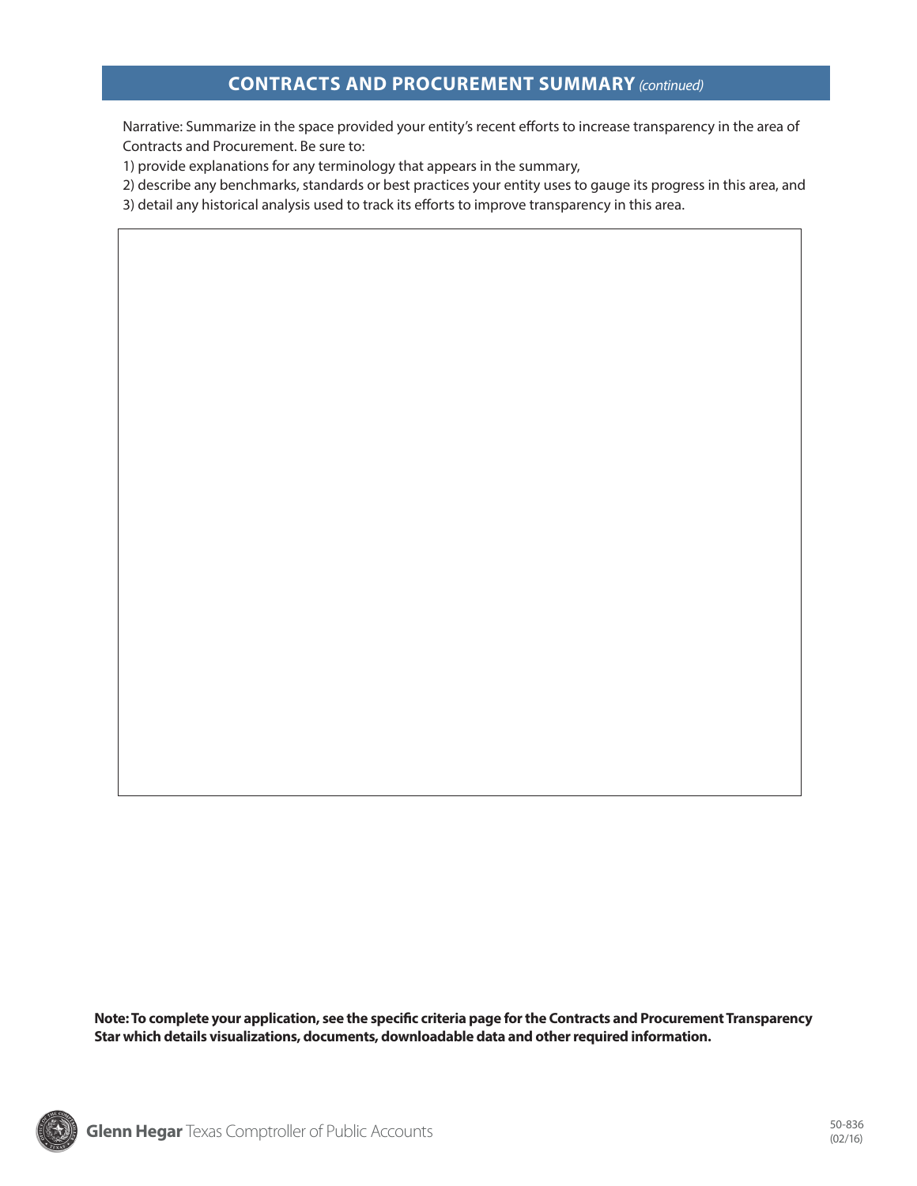## CONTRACTS AND PROCUREMENT SUMMARY *(continued)*

Narrative: Summarize in the space provided your entity's recent efforts to increase transparency in the area of Contracts and Procurement. Be sure to:

1) provide explanations for any terminology that appears in the summary,
2) describe any benchmarks, standards or best practices your entity uses to gauge its progress in this area, and
3) detail any historical analysis used to track its efforts to improve transparency in this area.

**Note: To complete your application, see the specific criteria page for the Contracts and Procurement Transparency Star which details visualizations, documents, downloadable data and other required information.**

**Glenn Hegar** Texas Comptroller of Public Accounts

50-836
(02/16)